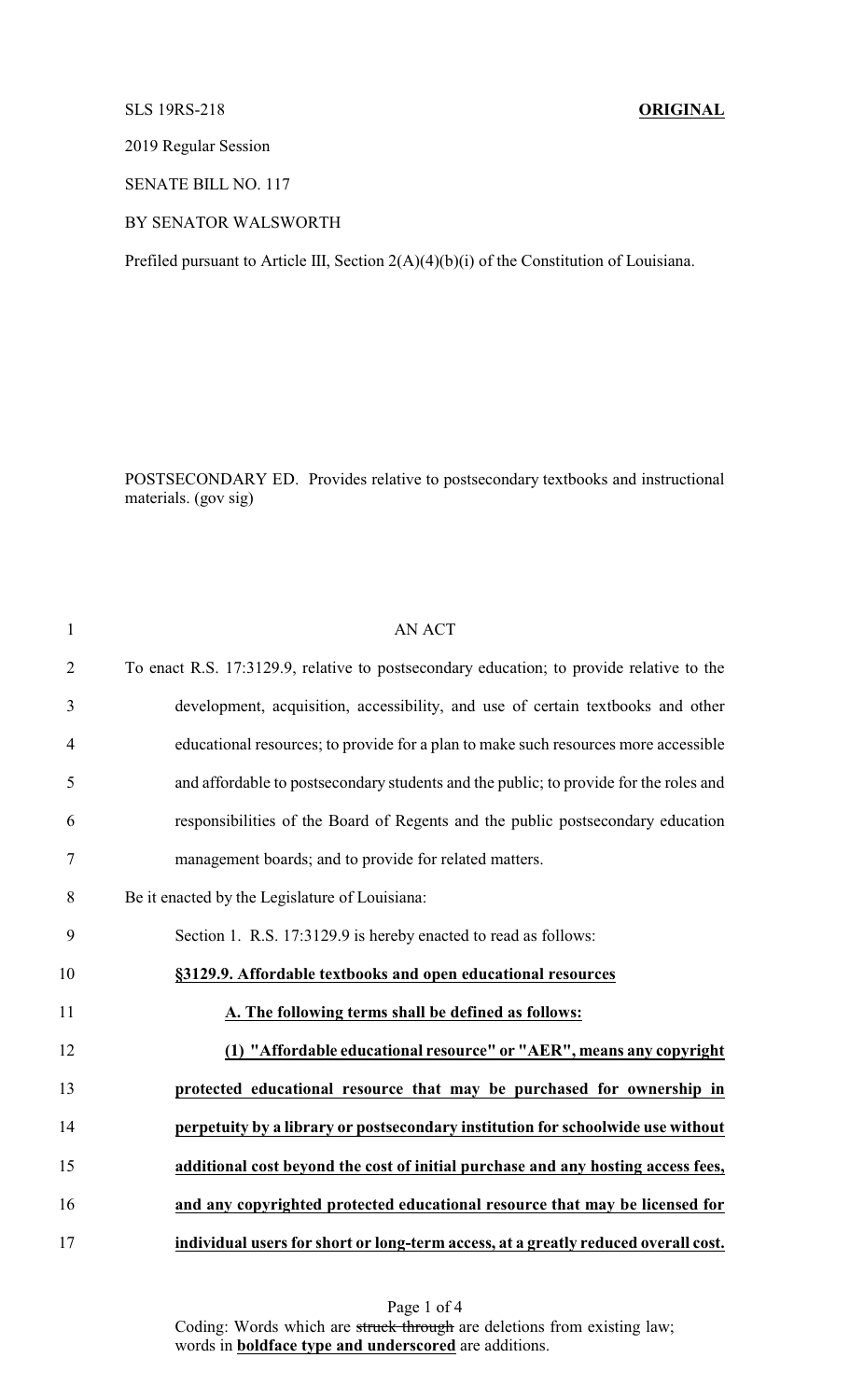SLS 19RS-218 **ORIGINAL**

2019 Regular Session

SENATE BILL NO. 117

BY SENATOR WALSWORTH

Prefiled pursuant to Article III, Section 2(A)(4)(b)(i) of the Constitution of Louisiana.

POSTSECONDARY ED. Provides relative to postsecondary textbooks and instructional materials. (gov sig)

AN ACT

To enact R.S. 17:3129.9, relative to postsecondary education; to provide relative to the development, acquisition, accessibility, and use of certain textbooks and other educational resources; to provide for a plan to make such resources more accessible and affordable to postsecondary students and the public; to provide for the roles and responsibilities of the Board of Regents and the public postsecondary education management boards; and to provide for related matters.

Be it enacted by the Legislature of Louisiana:

Section 1. R.S. 17:3129.9 is hereby enacted to read as follows:

**§3129.9. Affordable textbooks and open educational resources**

**A. The following terms shall be defined as follows:**

**(1) "Affordable educational resource" or "AER", means any copyright protected educational resource that may be purchased for ownership in perpetuity by a library or postsecondary institution for schoolwide use without additional cost beyond the cost of initial purchase and any hosting access fees, and any copyrighted protected educational resource that may be licensed for individual users for short or long-term access, at a greatly reduced overall cost.**

Coding: Words which are ~~struck through~~ are deletions from existing law; words in **boldface type and underscored** are additions.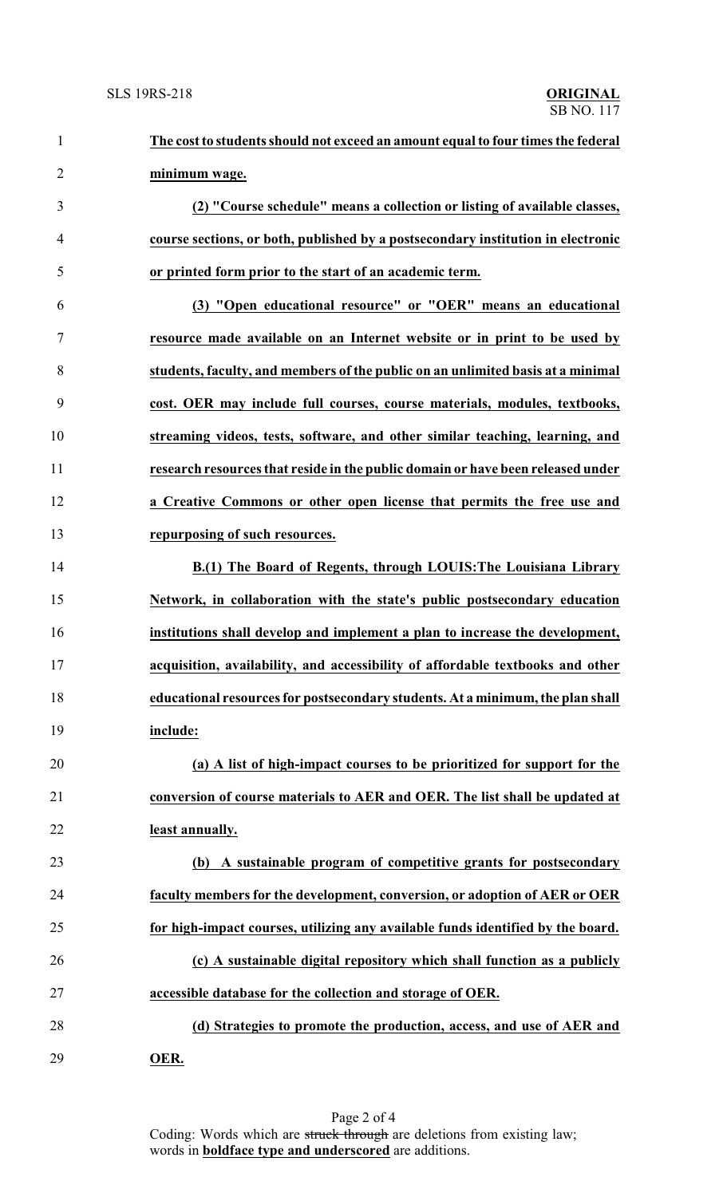**The cost to students should not exceed an amount equal to four times the federal minimum wage.**

**(2) "Course schedule" means a collection or listing of available classes, course sections, or both, published by a postsecondary institution in electronic or printed form prior to the start of an academic term.**

**(3) "Open educational resource" or "OER" means an educational resource made available on an Internet website or in print to be used by students, faculty, and members of the public on an unlimited basis at a minimal cost. OER may include full courses, course materials, modules, textbooks, streaming videos, tests, software, and other similar teaching, learning, and research resources that reside in the public domain or have been released under a Creative Commons or other open license that permits the free use and repurposing of such resources.**

**B.(1) The Board of Regents, through LOUIS:The Louisiana Library Network, in collaboration with the state's public postsecondary education institutions shall develop and implement a plan to increase the development, acquisition, availability, and accessibility of affordable textbooks and other educational resources for postsecondary students. At a minimum, the plan shall include:**

**(a) A list of high-impact courses to be prioritized for support for the conversion of course materials to AER and OER. The list shall be updated at least annually.**

**(b) A sustainable program of competitive grants for postsecondary faculty members for the development, conversion, or adoption of AER or OER for high-impact courses, utilizing any available funds identified by the board.**

**(c) A sustainable digital repository which shall function as a publicly accessible database for the collection and storage of OER.**

**(d) Strategies to promote the production, access, and use of AER and OER.**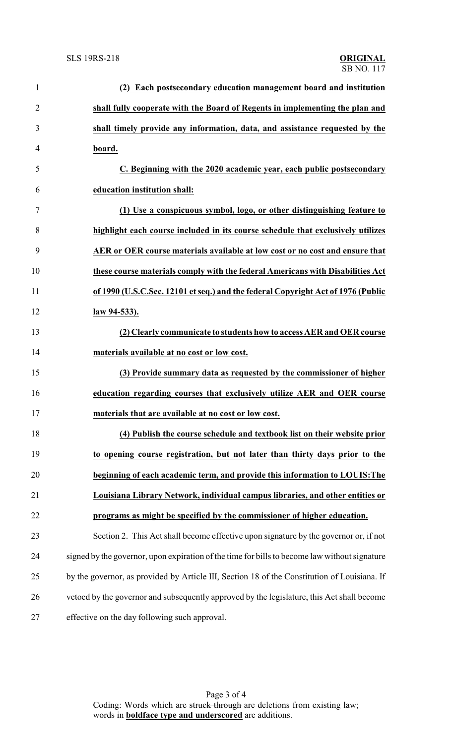**(2) Each postsecondary education management board and institution shall fully cooperate with the Board of Regents in implementing the plan and shall timely provide any information, data, and assistance requested by the board.**

**C. Beginning with the 2020 academic year, each public postsecondary education institution shall:**

**(1) Use a conspicuous symbol, logo, or other distinguishing feature to highlight each course included in its course schedule that exclusively utilizes AER or OER course materials available at low cost or no cost and ensure that these course materials comply with the federal Americans with Disabilities Act of 1990 (U.S.C.Sec. 12101 et seq.) and the federal Copyright Act of 1976 (Public law 94-533).**

**(2) Clearly communicate to students how to access AER and OER course materials available at no cost or low cost.**

**(3) Provide summary data as requested by the commissioner of higher education regarding courses that exclusively utilize AER and OER course materials that are available at no cost or low cost.**

**(4) Publish the course schedule and textbook list on their website prior to opening course registration, but not later than thirty days prior to the beginning of each academic term, and provide this information to LOUIS:The Louisiana Library Network, individual campus libraries, and other entities or programs as might be specified by the commissioner of higher education.**

Section 2. This Act shall become effective upon signature by the governor or, if not signed by the governor, upon expiration of the time for bills to become law without signature by the governor, as provided by Article III, Section 18 of the Constitution of Louisiana. If vetoed by the governor and subsequently approved by the legislature, this Act shall become effective on the day following such approval.

Coding: Words which are ~~struck through~~ are deletions from existing law; words in **boldface type and underscored** are additions.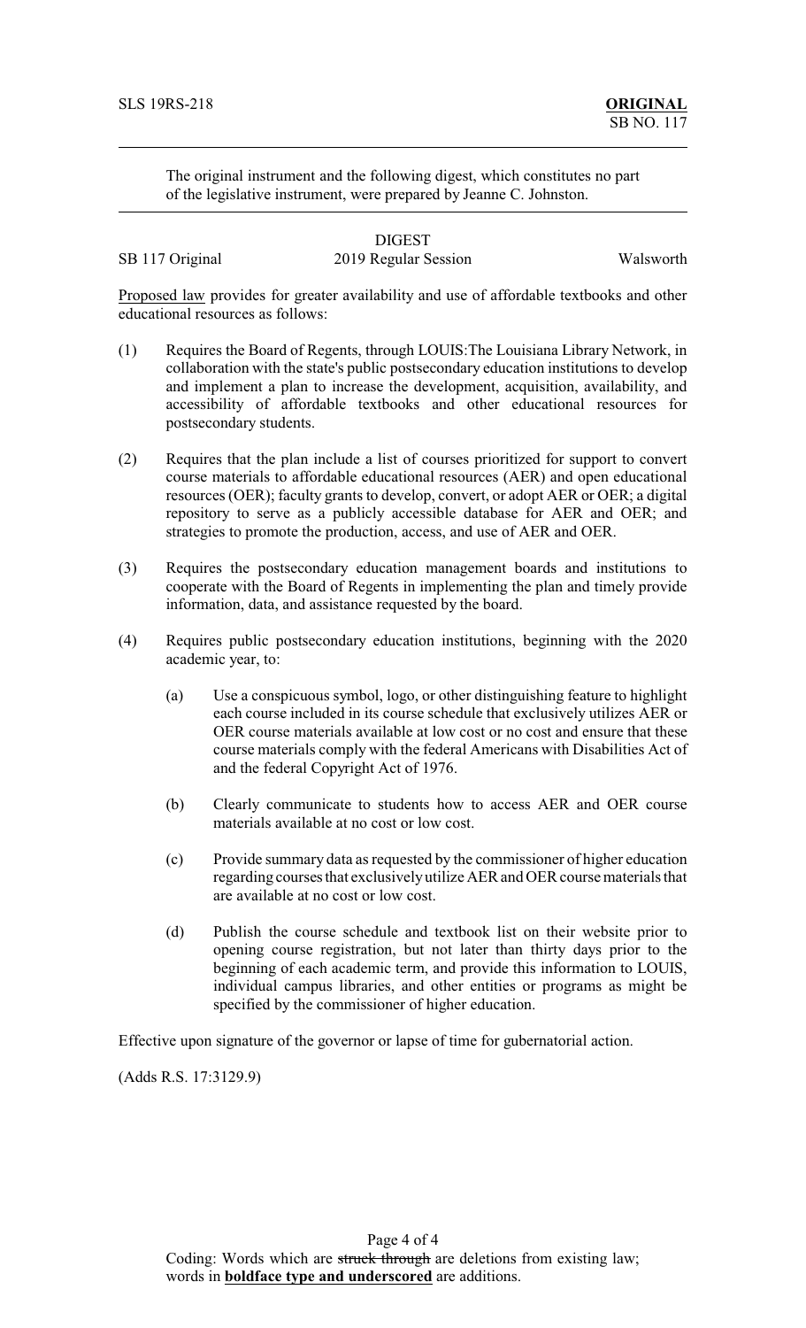The original instrument and the following digest, which constitutes no part of the legislative instrument, were prepared by Jeanne C. Johnston.

DIGEST

SB 117 Original | 2019 Regular Session | Walsworth

Proposed law provides for greater availability and use of affordable textbooks and other educational resources as follows:

(1) Requires the Board of Regents, through LOUIS:The Louisiana Library Network, in collaboration with the state's public postsecondary education institutions to develop and implement a plan to increase the development, acquisition, availability, and accessibility of affordable textbooks and other educational resources for postsecondary students.

(2) Requires that the plan include a list of courses prioritized for support to convert course materials to affordable educational resources (AER) and open educational resources (OER); faculty grants to develop, convert, or adopt AER or OER; a digital repository to serve as a publicly accessible database for AER and OER; and strategies to promote the production, access, and use of AER and OER.

(3) Requires the postsecondary education management boards and institutions to cooperate with the Board of Regents in implementing the plan and timely provide information, data, and assistance requested by the board.

(4) Requires public postsecondary education institutions, beginning with the 2020 academic year, to:

   (a) Use a conspicuous symbol, logo, or other distinguishing feature to highlight each course included in its course schedule that exclusively utilizes AER or OER course materials available at low cost or no cost and ensure that these course materials comply with the federal Americans with Disabilities Act of and the federal Copyright Act of 1976.

   (b) Clearly communicate to students how to access AER and OER course materials available at no cost or low cost.

   (c) Provide summary data as requested by the commissioner of higher education regarding courses that exclusively utilize AER and OER course materials that are available at no cost or low cost.

   (d) Publish the course schedule and textbook list on their website prior to opening course registration, but not later than thirty days prior to the beginning of each academic term, and provide this information to LOUIS, individual campus libraries, and other entities or programs as might be specified by the commissioner of higher education.

Effective upon signature of the governor or lapse of time for gubernatorial action.

(Adds R.S. 17:3129.9)

Coding: Words which are ~~struck through~~ are deletions from existing law; words in **<u>boldface type and underscored</u>** are additions.